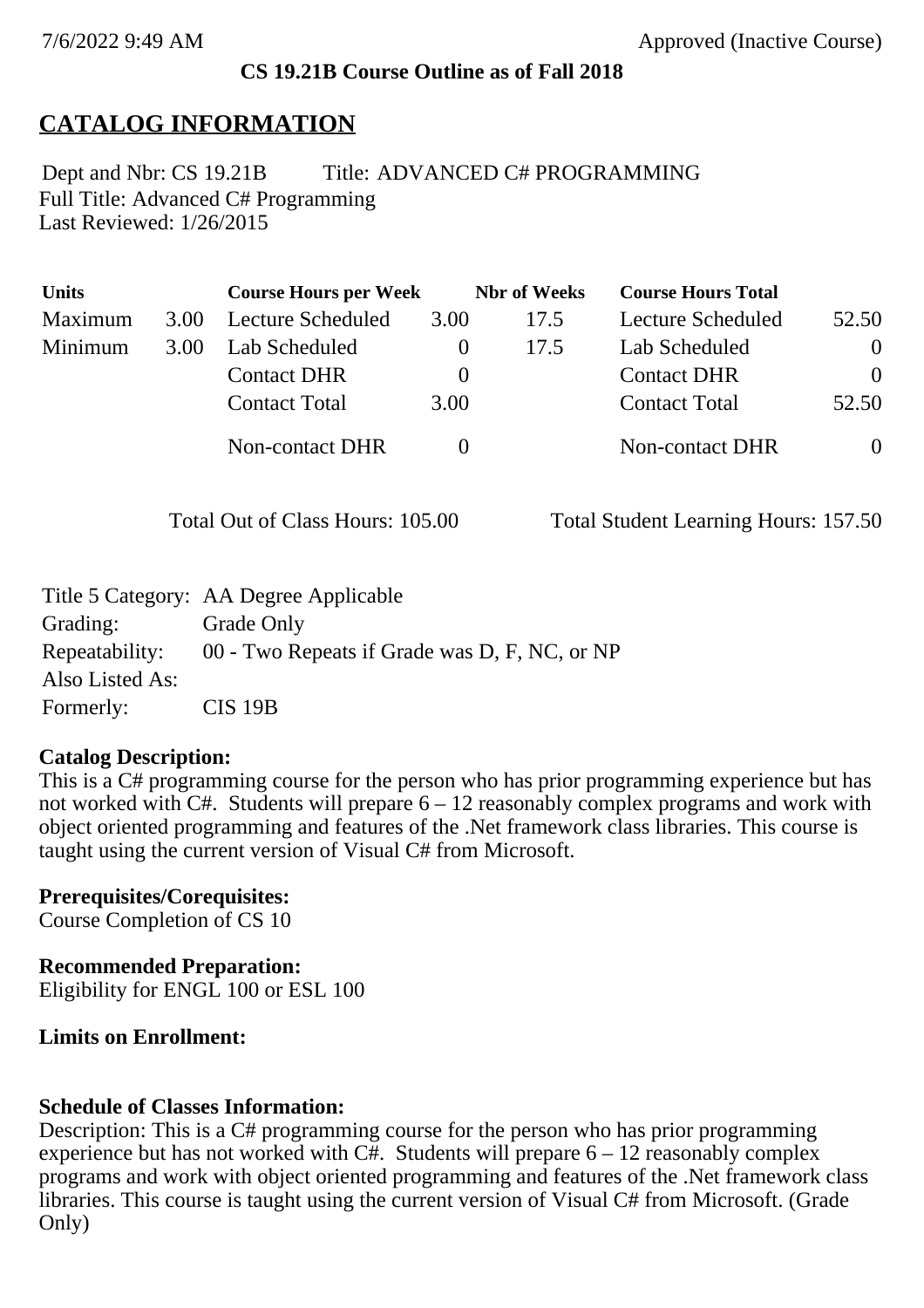**CS 19.21B Course Outline as of Fall 2018**

# CATALOG INFORMATION

Dept and Nbr: CS 19.21B Title: ADVANCED C# PROGRAMMING
Full Title: Advanced C# Programming
Last Reviewed: 1/26/2015

| Units | | Course Hours per Week | | Nbr of Weeks | Course Hours Total | |
|---|---|---|---|---|---|---|
| Maximum | 3.00 | Lecture Scheduled | 3.00 | 17.5 | Lecture Scheduled | 52.50 |
| Minimum | 3.00 | Lab Scheduled | 0 | 17.5 | Lab Scheduled | 0 |
| | | Contact DHR | 0 | | Contact DHR | 0 |
| | | Contact Total | 3.00 | | Contact Total | 52.50 |
| | | Non-contact DHR | 0 | | Non-contact DHR | 0 |

Total Out of Class Hours: 105.00 Total Student Learning Hours: 157.50

Title 5 Category: AA Degree Applicable
Grading: Grade Only
Repeatability: 00 - Two Repeats if Grade was D, F, NC, or NP
Also Listed As:
Formerly: CIS 19B

**Catalog Description:**
This is a C# programming course for the person who has prior programming experience but has not worked with C#. Students will prepare 6 – 12 reasonably complex programs and work with object oriented programming and features of the .Net framework class libraries. This course is taught using the current version of Visual C# from Microsoft.

**Prerequisites/Corequisites:**
Course Completion of CS 10

**Recommended Preparation:**
Eligibility for ENGL 100 or ESL 100

**Limits on Enrollment:**

**Schedule of Classes Information:**
Description: This is a C# programming course for the person who has prior programming experience but has not worked with C#. Students will prepare 6 – 12 reasonably complex programs and work with object oriented programming and features of the .Net framework class libraries. This course is taught using the current version of Visual C# from Microsoft. (Grade Only)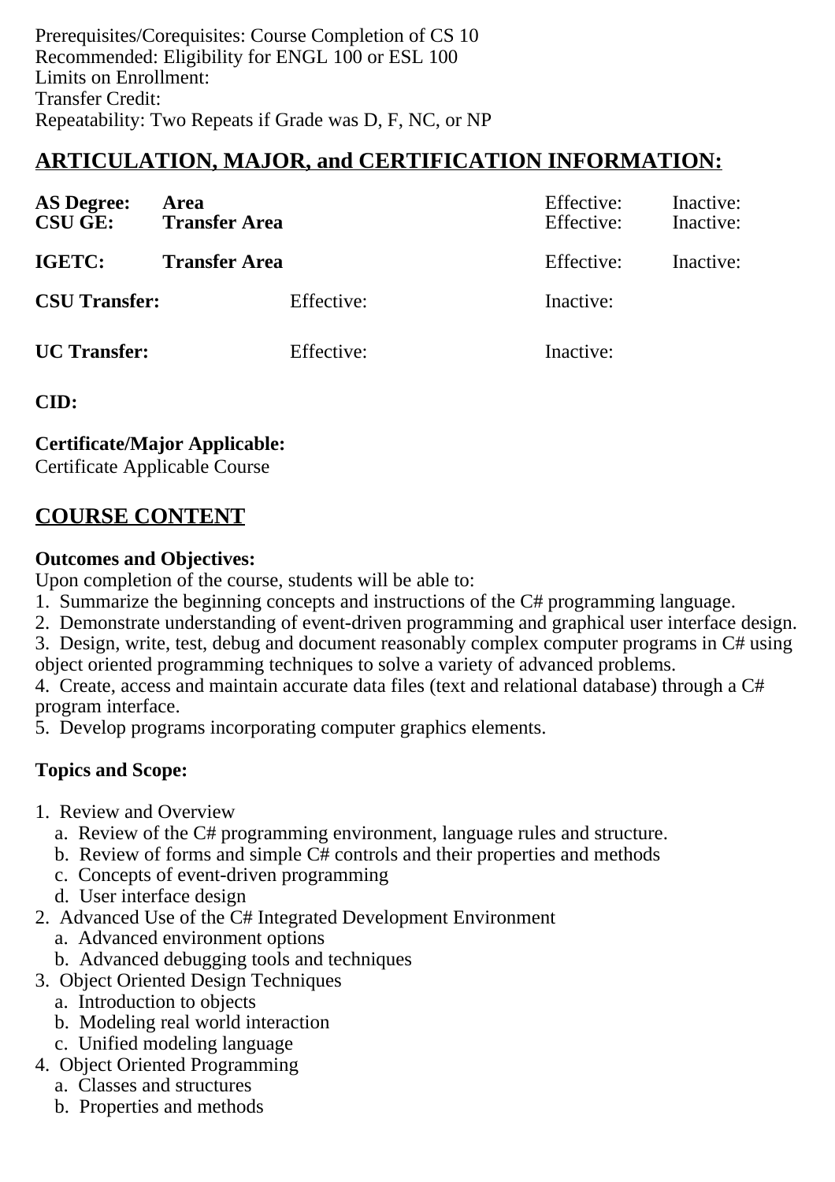Prerequisites/Corequisites: Course Completion of CS 10
Recommended: Eligibility for ENGL 100 or ESL 100
Limits on Enrollment:
Transfer Credit:
Repeatability: Two Repeats if Grade was D, F, NC, or NP

## ARTICULATION, MAJOR, and CERTIFICATION INFORMATION:

| | | | | |
|---|---|---|---|---|
| **AS Degree:** | **Area** | | Effective: | Inactive: |
| **CSU GE:** | **Transfer Area** | | Effective: | Inactive: |
| **IGETC:** | **Transfer Area** | | Effective: | Inactive: |
| **CSU Transfer:** | | Effective: | Inactive: | |
| **UC Transfer:** | | Effective: | Inactive: | |

**CID:**

**Certificate/Major Applicable:**
Certificate Applicable Course

## COURSE CONTENT

**Outcomes and Objectives:**
Upon completion of the course, students will be able to:
1. Summarize the beginning concepts and instructions of the C# programming language.
2. Demonstrate understanding of event-driven programming and graphical user interface design.
3. Design, write, test, debug and document reasonably complex computer programs in C# using object oriented programming techniques to solve a variety of advanced problems.
4. Create, access and maintain accurate data files (text and relational database) through a C# program interface.
5. Develop programs incorporating computer graphics elements.

**Topics and Scope:**

1. Review and Overview
   a. Review of the C# programming environment, language rules and structure.
   b. Review of forms and simple C# controls and their properties and methods
   c. Concepts of event-driven programming
   d. User interface design
2. Advanced Use of the C# Integrated Development Environment
   a. Advanced environment options
   b. Advanced debugging tools and techniques
3. Object Oriented Design Techniques
   a. Introduction to objects
   b. Modeling real world interaction
   c. Unified modeling language
4. Object Oriented Programming
   a. Classes and structures
   b. Properties and methods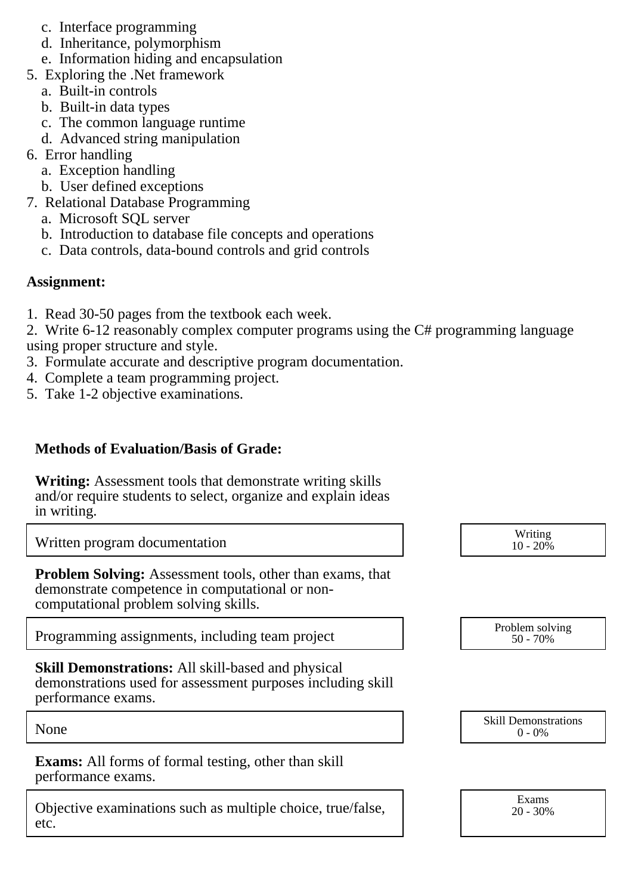c. Interface programming
   d. Inheritance, polymorphism
   e. Information hiding and encapsulation
5. Exploring the .Net framework
   a. Built-in controls
   b. Built-in data types
   c. The common language runtime
   d. Advanced string manipulation
6. Error handling
   a. Exception handling
   b. User defined exceptions
7. Relational Database Programming
   a. Microsoft SQL server
   b. Introduction to database file concepts and operations
   c. Data controls, data-bound controls and grid controls

**Assignment:**

1. Read 30-50 pages from the textbook each week.
2. Write 6-12 reasonably complex computer programs using the C# programming language using proper structure and style.
3. Formulate accurate and descriptive program documentation.
4. Complete a team programming project.
5. Take 1-2 objective examinations.

**Methods of Evaluation/Basis of Grade:**

**Writing:** Assessment tools that demonstrate writing skills and/or require students to select, organize and explain ideas in writing.

| Written program documentation | Writing 10 - 20% |
|---|---|

**Problem Solving:** Assessment tools, other than exams, that demonstrate competence in computational or non-computational problem solving skills.

| Programming assignments, including team project | Problem solving 50 - 70% |
|---|---|

**Skill Demonstrations:** All skill-based and physical demonstrations used for assessment purposes including skill performance exams.

| None | Skill Demonstrations 0 - 0% |
|---|---|

**Exams:** All forms of formal testing, other than skill performance exams.

| Objective examinations such as multiple choice, true/false, etc. | Exams 20 - 30% |
|---|---|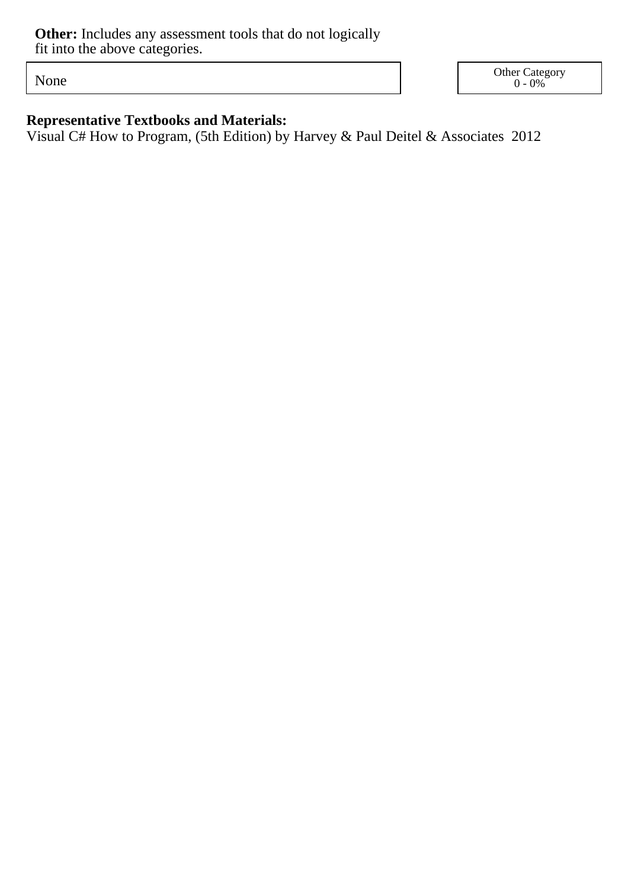**Other:** Includes any assessment tools that do not logically fit into the above categories.

| | |
|---|---|
| None | Other Category<br>0 - 0% |

**Representative Textbooks and Materials:**
Visual C# How to Program, (5th Edition) by Harvey & Paul Deitel & Associates 2012